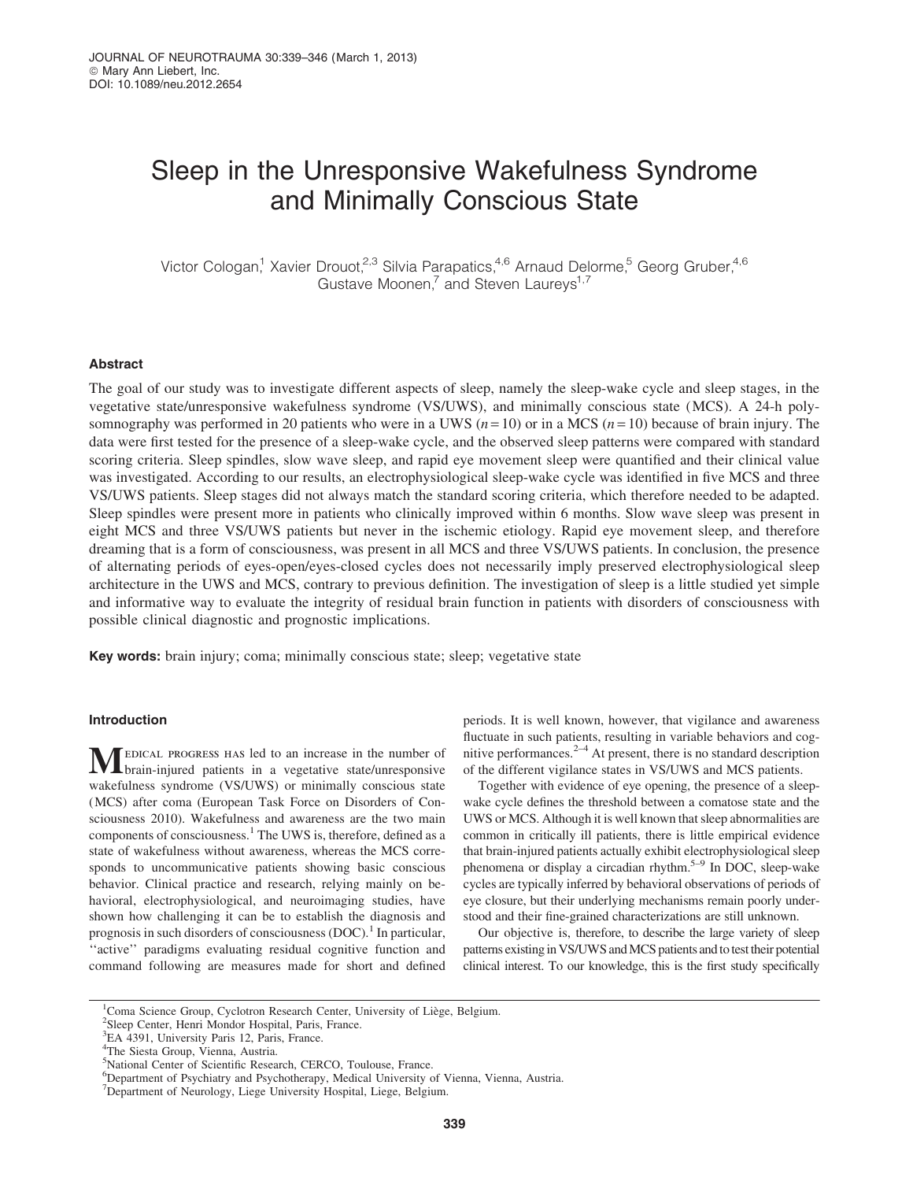# Sleep in the Unresponsive Wakefulness Syndrome and Minimally Conscious State

Victor Cologan,[1] Xavier Drouot,[2,3] Silvia Parapatics,[4,6] Arnaud Delorme,[5] Georg Gruber,[4,6] Gustave Moonen,[7] and Steven Laureys[1,7]

## Abstract

The goal of our study was to investigate different aspects of sleep, namely the sleep-wake cycle and sleep stages, in the vegetative state/unresponsive wakefulness syndrome (VS/UWS), and minimally conscious state (MCS). A 24-h polysomnography was performed in 20 patients who were in a UWS ($n = 10$) or in a MCS ($n = 10$) because of brain injury. The data were first tested for the presence of a sleep-wake cycle, and the observed sleep patterns were compared with standard scoring criteria. Sleep spindles, slow wave sleep, and rapid eye movement sleep were quantified and their clinical value was investigated. According to our results, an electrophysiological sleep-wake cycle was identified in five MCS and three VS/UWS patients. Sleep stages did not always match the standard scoring criteria, which therefore needed to be adapted. Sleep spindles were present more in patients who clinically improved within 6 months. Slow wave sleep was present in eight MCS and three VS/UWS patients but never in the ischemic etiology. Rapid eye movement sleep, and therefore dreaming that is a form of consciousness, was present in all MCS and three VS/UWS patients. In conclusion, the presence of alternating periods of eyes-open/eyes-closed cycles does not necessarily imply preserved electrophysiological sleep architecture in the UWS and MCS, contrary to previous definition. The investigation of sleep is a little studied yet simple and informative way to evaluate the integrity of residual brain function in patients with disorders of consciousness with possible clinical diagnostic and prognostic implications.

**Key words:** brain injury; coma; minimally conscious state; sleep; vegetative state

## Introduction

Medical progress has led to an increase in the number of brain-injured patients in a vegetative state/unresponsive wakefulness syndrome (VS/UWS) or minimally conscious state (MCS) after coma (European Task Force on Disorders of Consciousness 2010). Wakefulness and awareness are the two main components of consciousness.[1] The UWS is, therefore, defined as a state of wakefulness without awareness, whereas the MCS corresponds to uncommunicative patients showing basic conscious behavior. Clinical practice and research, relying mainly on behavioral, electrophysiological, and neuroimaging studies, have shown how challenging it can be to establish the diagnosis and prognosis in such disorders of consciousness (DOC).[1] In particular, ''active'' paradigms evaluating residual cognitive function and command following are measures made for short and defined periods. It is well known, however, that vigilance and awareness fluctuate in such patients, resulting in variable behaviors and cognitive performances.[2–4] At present, there is no standard description of the different vigilance states in VS/UWS and MCS patients.

Together with evidence of eye opening, the presence of a sleep-wake cycle defines the threshold between a comatose state and the UWS or MCS. Although it is well known that sleep abnormalities are common in critically ill patients, there is little empirical evidence that brain-injured patients actually exhibit electrophysiological sleep phenomena or display a circadian rhythm.[5–9] In DOC, sleep-wake cycles are typically inferred by behavioral observations of periods of eye closure, but their underlying mechanisms remain poorly understood and their fine-grained characterizations are still unknown.

Our objective is, therefore, to describe the large variety of sleep patterns existing in VS/UWS and MCS patients and to test their potential clinical interest. To our knowledge, this is the first study specifically

---

[1] Coma Science Group, Cyclotron Research Center, University of Liège, Belgium.
[2] Sleep Center, Henri Mondor Hospital, Paris, France.
[3] EA 4391, University Paris 12, Paris, France.
[4] The Siesta Group, Vienna, Austria.
[5] National Center of Scientific Research, CERCO, Toulouse, France.
[6] Department of Psychiatry and Psychotherapy, Medical University of Vienna, Vienna, Austria.
[7] Department of Neurology, Liege University Hospital, Liege, Belgium.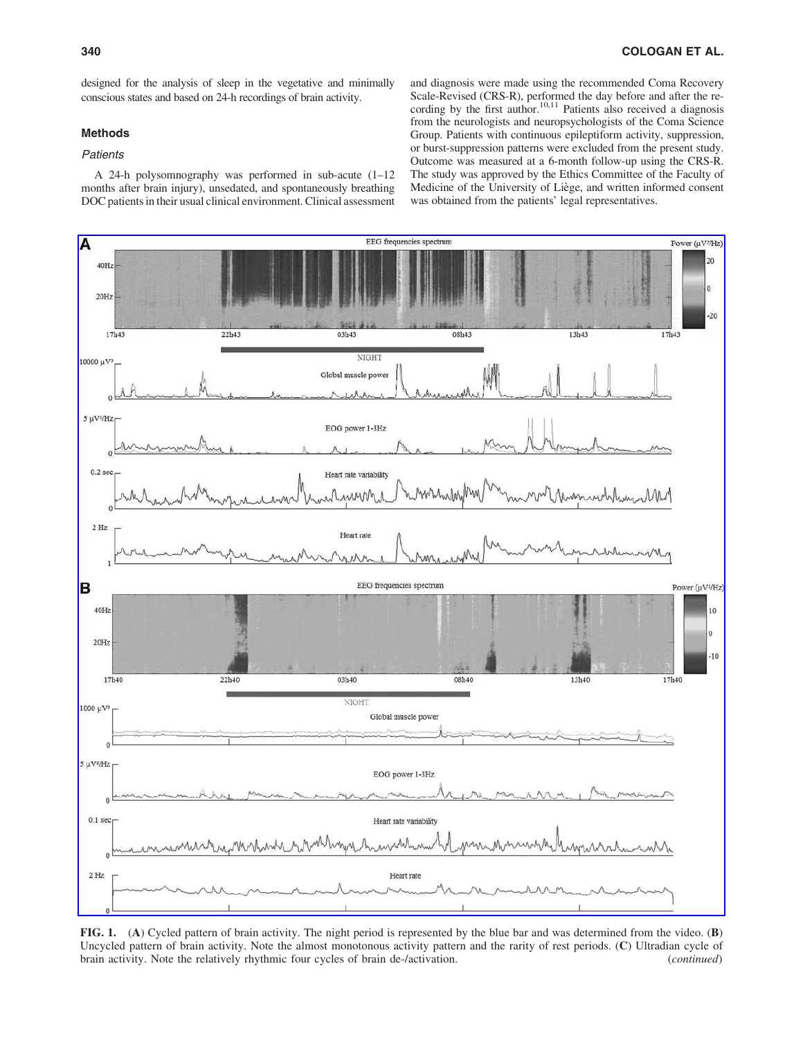designed for the analysis of sleep in the vegetative and minimally conscious states and based on 24-h recordings of brain activity.

## Methods

### Patients

A 24-h polysomnography was performed in sub-acute (1–12 months after brain injury), unsedated, and spontaneously breathing DOC patients in their usual clinical environment. Clinical assessment and diagnosis were made using the recommended Coma Recovery Scale-Revised (CRS-R), performed the day before and after the recording by the first author.[10,11] Patients also received a diagnosis from the neurologists and neuropsychologists of the Coma Science Group. Patients with continuous epileptiform activity, suppression, or burst-suppression patterns were excluded from the present study. Outcome was measured at a 6-month follow-up using the CRS-R. The study was approved by the Ethics Committee of the Faculty of Medicine of the University of Liège, and written informed consent was obtained from the patients' legal representatives.

**FIG. 1.** (**A**) Cycled pattern of brain activity. The night period is represented by the blue bar and was determined from the video. (**B**) Uncycled pattern of brain activity. Note the almost monotonous activity pattern and the rarity of rest periods. (**C**) Ultradian cycle of brain activity. Note the relatively rhythmic four cycles of brain de-/activation. (*continued*)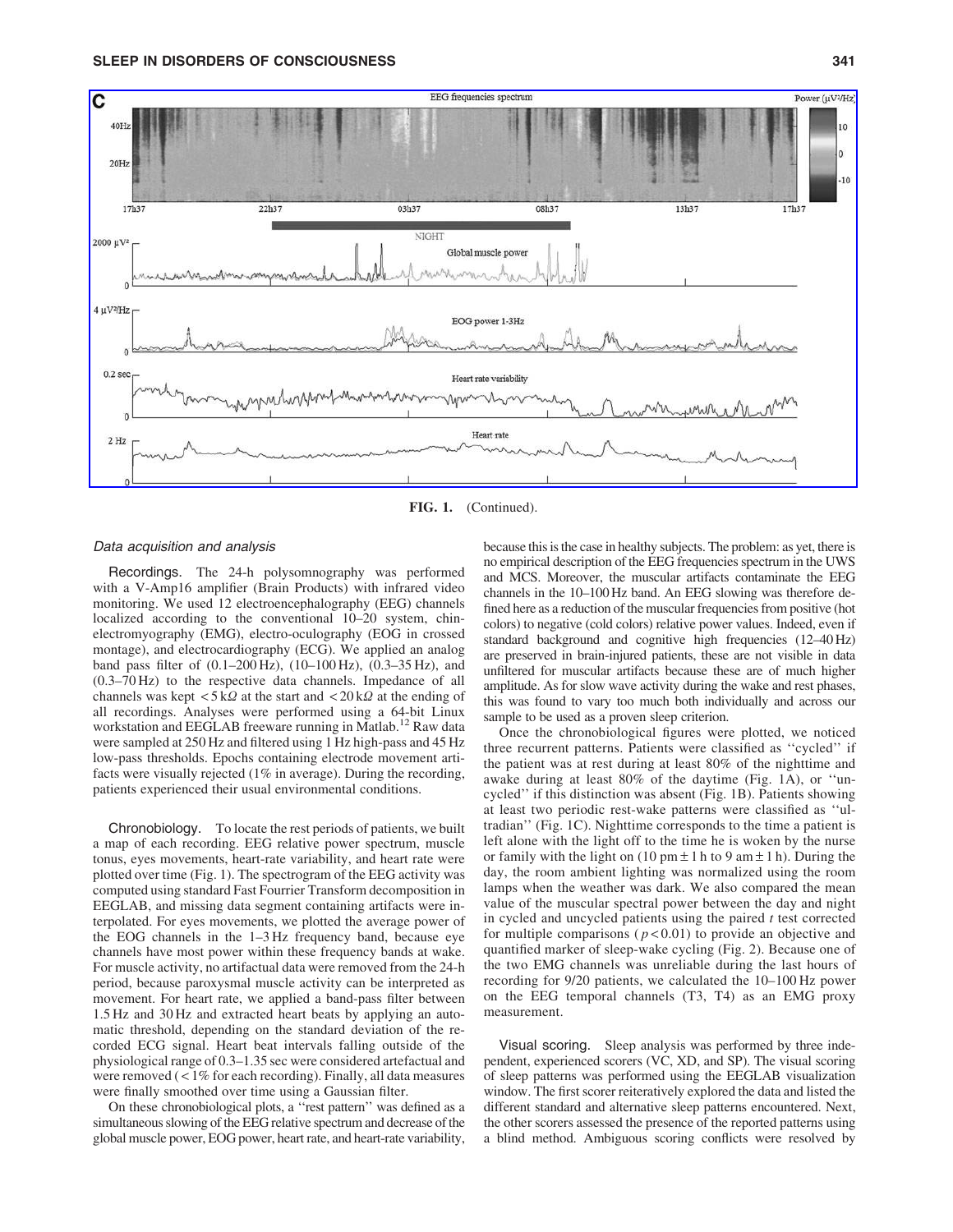**FIG. 1.** (Continued).

### Data acquisition and analysis

Recordings. The 24-h polysomnography was performed with a V-Amp16 amplifier (Brain Products) with infrared video monitoring. We used 12 electroencephalography (EEG) channels localized according to the conventional 10–20 system, chin-electromyography (EMG), electro-oculography (EOG in crossed montage), and electrocardiography (ECG). We applied an analog band pass filter of (0.1–200 Hz), (10–100 Hz), (0.3–35 Hz), and (0.3–70 Hz) to the respective data channels. Impedance of all channels was kept $<5\,k\Omega$ at the start and $<20\,k\Omega$ at the ending of all recordings. Analyses were performed using a 64-bit Linux workstation and EEGLAB freeware running in Matlab.[12] Raw data were sampled at 250 Hz and filtered using 1 Hz high-pass and 45 Hz low-pass thresholds. Epochs containing electrode movement artifacts were visually rejected (1% in average). During the recording, patients experienced their usual environmental conditions.

Chronobiology. To locate the rest periods of patients, we built a map of each recording. EEG relative power spectrum, muscle tonus, eyes movements, heart-rate variability, and heart rate were plotted over time (Fig. 1). The spectrogram of the EEG activity was computed using standard Fast Fourrier Transform decomposition in EEGLAB, and missing data segment containing artifacts were interpolated. For eyes movements, we plotted the average power of the EOG channels in the 1–3 Hz frequency band, because eye channels have most power within these frequency bands at wake. For muscle activity, no artifactual data were removed from the 24-h period, because paroxysmal muscle activity can be interpreted as movement. For heart rate, we applied a band-pass filter between 1.5 Hz and 30 Hz and extracted heart beats by applying an automatic threshold, depending on the standard deviation of the recorded ECG signal. Heart beat intervals falling outside of the physiological range of 0.3–1.35 sec were considered artefactual and were removed ($<1\%$ for each recording). Finally, all data measures were finally smoothed over time using a Gaussian filter.

On these chronobiological plots, a ''rest pattern'' was defined as a simultaneous slowing of the EEG relative spectrum and decrease of the global muscle power, EOG power, heart rate, and heart-rate variability, because this is the case in healthy subjects. The problem: as yet, there is no empirical description of the EEG frequencies spectrum in the UWS and MCS. Moreover, the muscular artifacts contaminate the EEG channels in the 10–100 Hz band. An EEG slowing was therefore defined here as a reduction of the muscular frequencies from positive (hot colors) to negative (cold colors) relative power values. Indeed, even if standard background and cognitive high frequencies (12–40 Hz) are preserved in brain-injured patients, these are not visible in data unfiltered for muscular artifacts because these are of much higher amplitude. As for slow wave activity during the wake and rest phases, this was found to vary too much both individually and across our sample to be used as a proven sleep criterion.

Once the chronobiological figures were plotted, we noticed three recurrent patterns. Patients were classified as ''cycled'' if the patient was at rest during at least 80% of the nighttime and awake during at least 80% of the daytime (Fig. 1A), or ''uncycled'' if this distinction was absent (Fig. 1B). Patients showing at least two periodic rest-wake patterns were classified as ''ultradian'' (Fig. 1C). Nighttime corresponds to the time a patient is left alone with the light off to the time he is woken by the nurse or family with the light on (10 pm $\pm$ 1 h to 9 am $\pm$ 1 h). During the day, the room ambient lighting was normalized using the room lamps when the weather was dark. We also compared the mean value of the muscular spectral power between the day and night in cycled and uncycled patients using the paired $t$ test corrected for multiple comparisons ($p<0.01$) to provide an objective and quantified marker of sleep-wake cycling (Fig. 2). Because one of the two EMG channels was unreliable during the last hours of recording for 9/20 patients, we calculated the 10–100 Hz power on the EEG temporal channels (T3, T4) as an EMG proxy measurement.

Visual scoring. Sleep analysis was performed by three independent, experienced scorers (VC, XD, and SP). The visual scoring of sleep patterns was performed using the EEGLAB visualization window. The first scorer reiteratively explored the data and listed the different standard and alternative sleep patterns encountered. Next, the other scorers assessed the presence of the reported patterns using a blind method. Ambiguous scoring conflicts were resolved by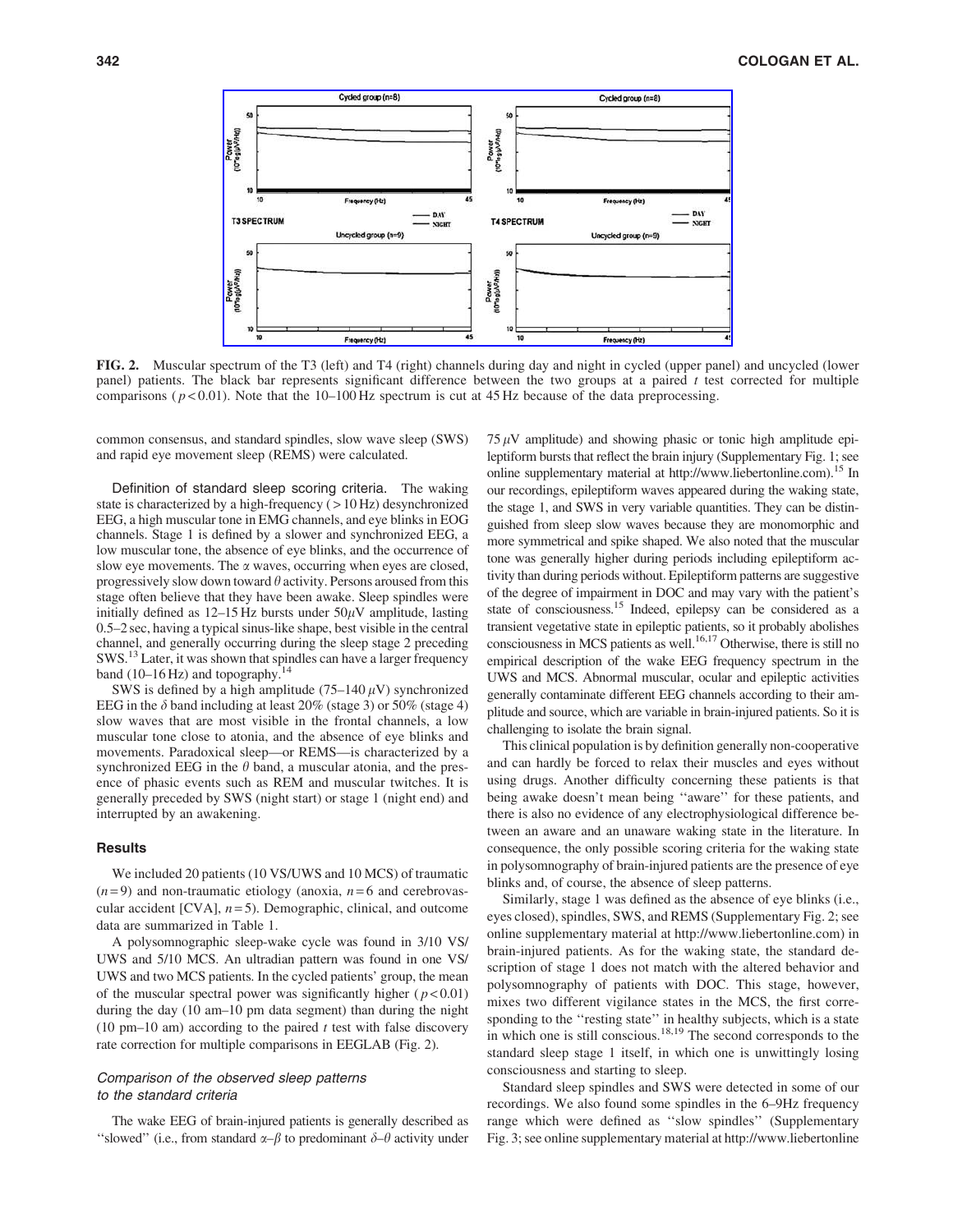FIG. 2. Muscular spectrum of the T3 (left) and T4 (right) channels during day and night in cycled (upper panel) and uncycled (lower panel) patients. The black bar represents significant difference between the two groups at a paired *t* test corrected for multiple comparisons ($p < 0.01$). Note that the 10–100 Hz spectrum is cut at 45 Hz because of the data preprocessing.

common consensus, and standard spindles, slow wave sleep (SWS) and rapid eye movement sleep (REMS) were calculated.

*Definition of standard sleep scoring criteria.* The waking state is characterized by a high-frequency (> 10 Hz) desynchronized EEG, a high muscular tone in EMG channels, and eye blinks in EOG channels. Stage 1 is defined by a slower and synchronized EEG, a low muscular tone, the absence of eye blinks, and the occurrence of slow eye movements. The $\alpha$ waves, occurring when eyes are closed, progressively slow down toward $\theta$ activity. Persons aroused from this stage often believe that they have been awake. Sleep spindles were initially defined as 12–15 Hz bursts under 50$\mu$V amplitude, lasting 0.5–2 sec, having a typical sinus-like shape, best visible in the central channel, and generally occurring during the sleep stage 2 preceding SWS.[13] Later, it was shown that spindles can have a larger frequency band (10–16 Hz) and topography.[14]

SWS is defined by a high amplitude (75–140 $\mu$V) synchronized EEG in the $\delta$ band including at least 20% (stage 3) or 50% (stage 4) slow waves that are most visible in the frontal channels, a low muscular tone close to atonia, and the absence of eye blinks and movements. Paradoxical sleep—or REMS—is characterized by a synchronized EEG in the $\theta$ band, a muscular atonia, and the presence of phasic events such as REM and muscular twitches. It is generally preceded by SWS (night start) or stage 1 (night end) and interrupted by an awakening.

### Results

We included 20 patients (10 VS/UWS and 10 MCS) of traumatic ($n=9$) and non-traumatic etiology (anoxia, $n=6$ and cerebrovascular accident [CVA], $n=5$). Demographic, clinical, and outcome data are summarized in Table 1.

A polysomnographic sleep-wake cycle was found in 3/10 VS/UWS and 5/10 MCS. An ultradian pattern was found in one VS/UWS and two MCS patients. In the cycled patients' group, the mean of the muscular spectral power was significantly higher ($p < 0.01$) during the day (10 am–10 pm data segment) than during the night (10 pm–10 am) according to the paired *t* test with false discovery rate correction for multiple comparisons in EEGLAB (Fig. 2).

#### *Comparison of the observed sleep patterns to the standard criteria*

The wake EEG of brain-injured patients is generally described as ''slowed'' (i.e., from standard $\alpha$–$\beta$ to predominant $\delta$–$\theta$ activity under 75 $\mu$V amplitude) and showing phasic or tonic high amplitude epileptiform bursts that reflect the brain injury (Supplementary Fig. 1; see online supplementary material at http://www.liebertonline.com).[15] In our recordings, epileptiform waves appeared during the waking state, the stage 1, and SWS in very variable quantities. They can be distinguished from sleep slow waves because they are monomorphic and more symmetrical and spike shaped. We also noted that the muscular tone was generally higher during periods including epileptiform activity than during periods without. Epileptiform patterns are suggestive of the degree of impairment in DOC and may vary with the patient's state of consciousness.[15] Indeed, epilepsy can be considered as a transient vegetative state in epileptic patients, so it probably abolishes consciousness in MCS patients as well.[16,17] Otherwise, there is still no empirical description of the wake EEG frequency spectrum in the UWS and MCS. Abnormal muscular, ocular and epileptic activities generally contaminate different EEG channels according to their amplitude and source, which are variable in brain-injured patients. So it is challenging to isolate the brain signal.

This clinical population is by definition generally non-cooperative and can hardly be forced to relax their muscles and eyes without using drugs. Another difficulty concerning these patients is that being awake doesn't mean being ''aware'' for these patients, and there is also no evidence of any electrophysiological difference between an aware and an unaware waking state in the literature. In consequence, the only possible scoring criteria for the waking state in polysomnography of brain-injured patients are the presence of eye blinks and, of course, the absence of sleep patterns.

Similarly, stage 1 was defined as the absence of eye blinks (i.e., eyes closed), spindles, SWS, and REMS (Supplementary Fig. 2; see online supplementary material at http://www.liebertonline.com) in brain-injured patients. As for the waking state, the standard description of stage 1 does not match with the altered behavior and polysomnography of patients with DOC. This stage, however, mixes two different vigilance states in the MCS, the first corresponding to the ''resting state'' in healthy subjects, which is a state in which one is still conscious.[18,19] The second corresponds to the standard sleep stage 1 itself, in which one is unwittingly losing consciousness and starting to sleep.

Standard sleep spindles and SWS were detected in some of our recordings. We also found some spindles in the 6–9Hz frequency range which were defined as ''slow spindles'' (Supplementary Fig. 3; see online supplementary material at http://www.liebertonline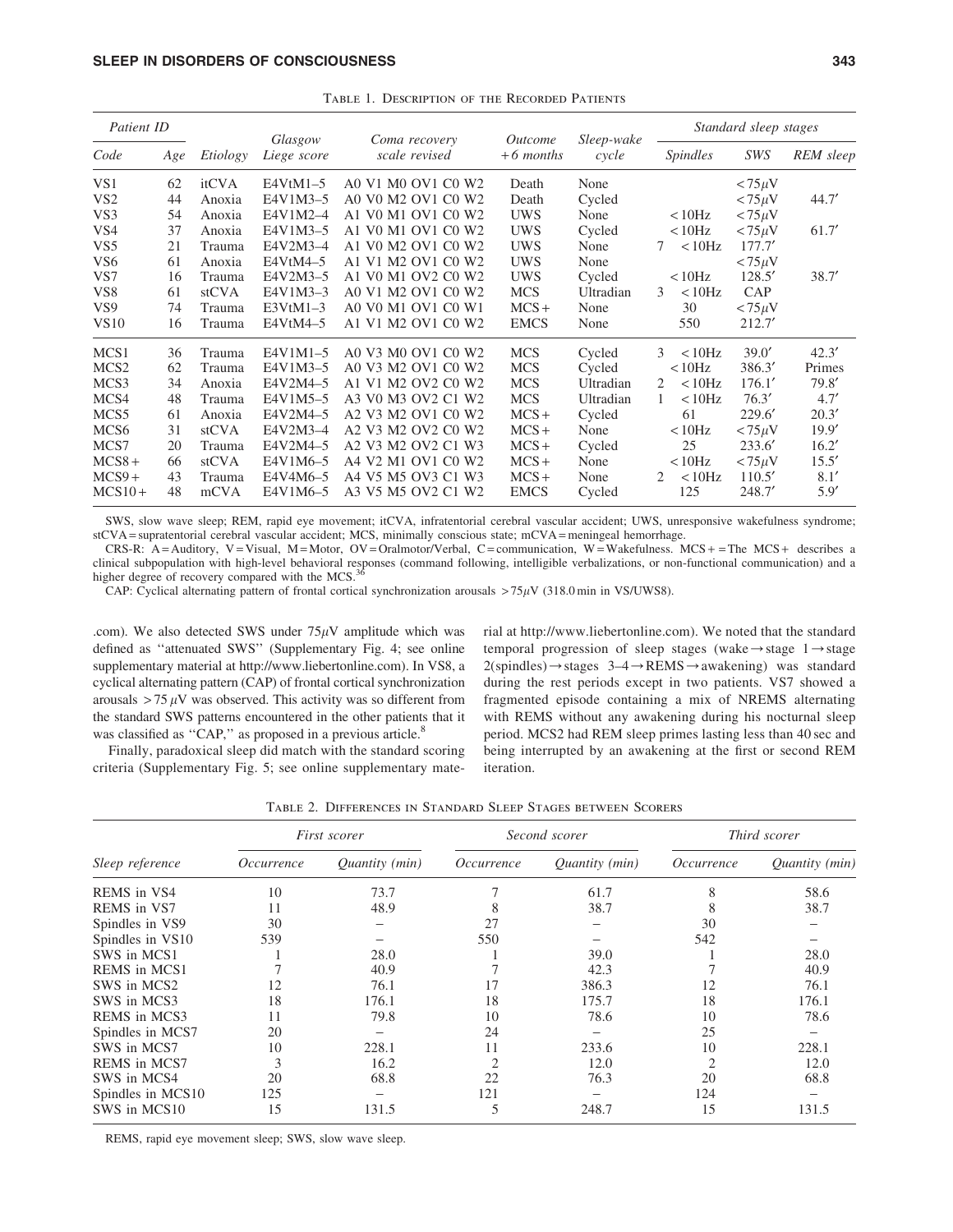Table 1. Description of the Recorded Patients

| Patient ID | | | | | | | Standard sleep stages | | |
|---|---|---|---|---|---|---|---|---|---|
| *Code* | *Age* | *Etiology* | *Glasgow Liege score* | *Coma recovery scale revised* | *Outcome +6 months* | *Sleep-wake cycle* | *Spindles* | *SWS* | *REM sleep* |
| VS1 | 62 | itCVA | E4VtM1–5 | A0 V1 M0 OV1 C0 W2 | Death | None | | <75μV | |
| VS2 | 44 | Anoxia | E4V1M3–5 | A0 V0 M2 OV1 C0 W2 | Death | Cycled | | <75μV | 44.7′ |
| VS3 | 54 | Anoxia | E4V1M2–4 | A1 V0 M1 OV1 C0 W2 | UWS | None | <10Hz | <75μV | |
| VS4 | 37 | Anoxia | E4V1M3–5 | A1 V0 M1 OV1 C0 W2 | UWS | Cycled | <10Hz | <75μV | 61.7′ |
| VS5 | 21 | Trauma | E4V2M3–4 | A1 V0 M2 OV1 C0 W2 | UWS | None | 7 <10Hz | 177.7′ | |
| VS6 | 61 | Anoxia | E4VtM4–5 | A1 V1 M2 OV1 C0 W2 | UWS | None | | <75μV | |
| VS7 | 16 | Trauma | E4V2M3–5 | A1 V0 M1 OV2 C0 W2 | UWS | Cycled | <10Hz | 128.5′ | 38.7′ |
| VS8 | 61 | stCVA | E4V1M3–3 | A0 V1 M2 OV1 C0 W2 | MCS | Ultradian | 3 <10Hz | CAP | |
| VS9 | 74 | Trauma | E3VtM1–3 | A0 V0 M1 OV1 C0 W1 | MCS+ | None | 30 | <75μV | |
| VS10 | 16 | Trauma | E4VtM4–5 | A1 V1 M2 OV1 C0 W2 | EMCS | None | 550 | 212.7′ | |
| MCS1 | 36 | Trauma | E4V1M1–5 | A0 V3 M0 OV1 C0 W2 | MCS | Cycled | 3 <10Hz | 39.0′ | 42.3′ |
| MCS2 | 62 | Trauma | E4V1M3–5 | A0 V3 M2 OV1 C0 W2 | MCS | Cycled | <10Hz | 386.3′ | Primes |
| MCS3 | 34 | Anoxia | E4V2M4–5 | A1 V1 M2 OV2 C0 W2 | MCS | Ultradian | 2 <10Hz | 176.1′ | 79.8′ |
| MCS4 | 48 | Trauma | E4V1M5–5 | A3 V0 M3 OV2 C1 W2 | MCS | Ultradian | 1 <10Hz | 76.3′ | 4.7′ |
| MCS5 | 61 | Anoxia | E4V2M4–5 | A2 V3 M2 OV1 C0 W2 | MCS+ | Cycled | 61 | 229.6′ | 20.3′ |
| MCS6 | 31 | stCVA | E4V2M3–4 | A2 V3 M2 OV2 C0 W2 | MCS+ | None | <10Hz | <75μV | 19.9′ |
| MCS7 | 20 | Trauma | E4V2M4–5 | A2 V3 M2 OV2 C1 W3 | MCS+ | Cycled | 25 | 233.6′ | 16.2′ |
| MCS8+ | 66 | stCVA | E4V1M6–5 | A4 V2 M1 OV1 C0 W2 | MCS+ | None | <10Hz | <75μV | 15.5′ |
| MCS9+ | 43 | Trauma | E4V4M6–5 | A4 V5 M5 OV3 C1 W3 | MCS+ | None | 2 <10Hz | 110.5′ | 8.1′ |
| MCS10+ | 48 | mCVA | E4V1M6–5 | A3 V5 M5 OV2 C1 W2 | EMCS | Cycled | 125 | 248.7′ | 5.9′ |

SWS, slow wave sleep; REM, rapid eye movement; itCVA, infratentorial cerebral vascular accident; UWS, unresponsive wakefulness syndrome; stCVA = supratentorial cerebral vascular accident; MCS, minimally conscious state; mCVA = meningeal hemorrhage.

CRS-R: A = Auditory, V = Visual, M = Motor, OV = Oralmotor/Verbal, C = communication, W = Wakefulness. MCS + = The MCS + describes a clinical subpopulation with high-level behavioral responses (command following, intelligible verbalizations, or non-functional communication) and a higher degree of recovery compared with the MCS.[36]

CAP: Cyclical alternating pattern of frontal cortical synchronization arousals >75μV (318.0 min in VS/UWS8).

.com). We also detected SWS under 75μV amplitude which was defined as ''attenuated SWS'' (Supplementary Fig. 4; see online supplementary material at http://www.liebertonline.com). In VS8, a cyclical alternating pattern (CAP) of frontal cortical synchronization arousals >75 μV was observed. This activity was so different from the standard SWS patterns encountered in the other patients that it was classified as ''CAP,'' as proposed in a previous article.[8]

Finally, paradoxical sleep did match with the standard scoring criteria (Supplementary Fig. 5; see online supplementary material at http://www.liebertonline.com). We noted that the standard temporal progression of sleep stages (wake → stage 1 → stage 2(spindles) → stages 3–4 → REMS → awakening) was standard during the rest periods except in two patients. VS7 showed a fragmented episode containing a mix of NREMS alternating with REMS without any awakening during his nocturnal sleep period. MCS2 had REM sleep primes lasting less than 40 sec and being interrupted by an awakening at the first or second REM iteration.

Table 2. Differences in Standard Sleep Stages between Scorers

| | First scorer | | Second scorer | | Third scorer | |
|---|---|---|---|---|---|---|
| *Sleep reference* | *Occurrence* | *Quantity (min)* | *Occurrence* | *Quantity (min)* | *Occurrence* | *Quantity (min)* |
| REMS in VS4 | 10 | 73.7 | 7 | 61.7 | 8 | 58.6 |
| REMS in VS7 | 11 | 48.9 | 8 | 38.7 | 8 | 38.7 |
| Spindles in VS9 | 30 | – | 27 | – | 30 | – |
| Spindles in VS10 | 539 | – | 550 | – | 542 | – |
| SWS in MCS1 | 1 | 28.0 | 1 | 39.0 | 1 | 28.0 |
| REMS in MCS1 | 7 | 40.9 | 7 | 42.3 | 7 | 40.9 |
| SWS in MCS2 | 12 | 76.1 | 17 | 386.3 | 12 | 76.1 |
| SWS in MCS3 | 18 | 176.1 | 18 | 175.7 | 18 | 176.1 |
| REMS in MCS3 | 11 | 79.8 | 10 | 78.6 | 10 | 78.6 |
| Spindles in MCS7 | 20 | – | 24 | – | 25 | – |
| SWS in MCS7 | 10 | 228.1 | 11 | 233.6 | 10 | 228.1 |
| REMS in MCS7 | 3 | 16.2 | 2 | 12.0 | 2 | 12.0 |
| SWS in MCS4 | 20 | 68.8 | 22 | 76.3 | 20 | 68.8 |
| Spindles in MCS10 | 125 | – | 121 | – | 124 | – |
| SWS in MCS10 | 15 | 131.5 | 5 | 248.7 | 15 | 131.5 |

REMS, rapid eye movement sleep; SWS, slow wave sleep.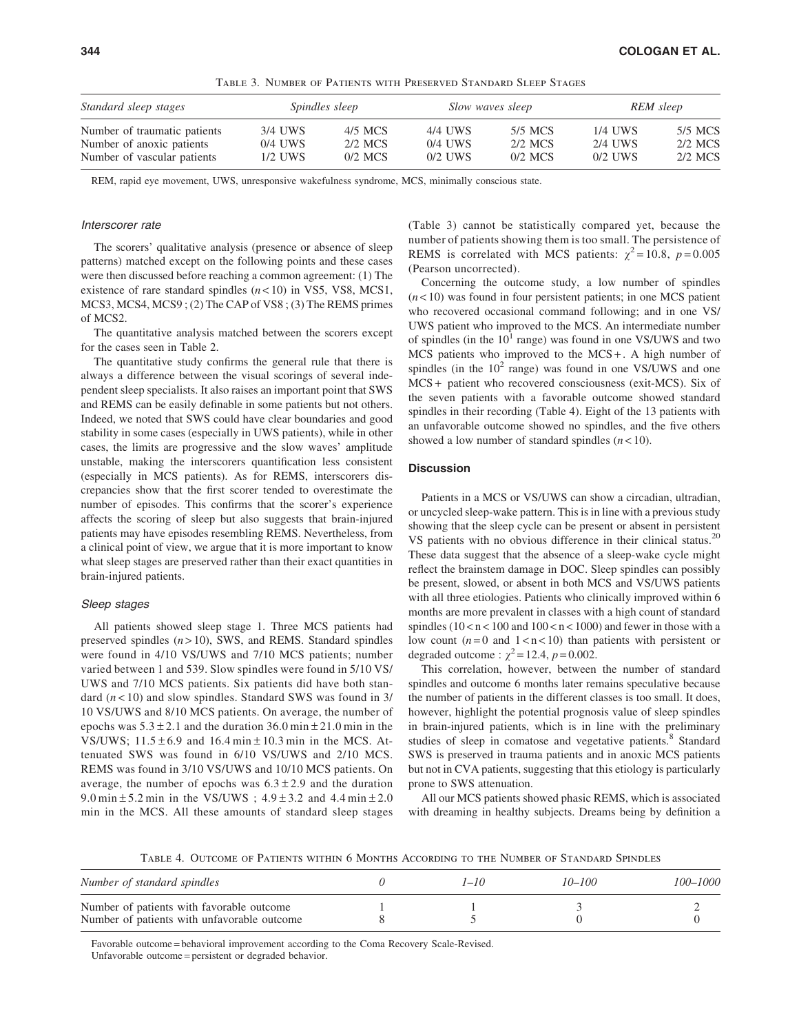Table 3. Number of Patients with Preserved Standard Sleep Stages

| Standard sleep stages | Spindles sleep | | Slow waves sleep | | REM sleep | |
|---|---|---|---|---|---|---|
| Number of traumatic patients | 3/4 UWS | 4/5 MCS | 4/4 UWS | 5/5 MCS | 1/4 UWS | 5/5 MCS |
| Number of anoxic patients | 0/4 UWS | 2/2 MCS | 0/4 UWS | 2/2 MCS | 2/4 UWS | 2/2 MCS |
| Number of vascular patients | 1/2 UWS | 0/2 MCS | 0/2 UWS | 0/2 MCS | 0/2 UWS | 2/2 MCS |

REM, rapid eye movement, UWS, unresponsive wakefulness syndrome, MCS, minimally conscious state.

### Interscorer rate

The scorers' qualitative analysis (presence or absence of sleep patterns) matched except on the following points and these cases were then discussed before reaching a common agreement: (1) The existence of rare standard spindles ($n < 10$) in VS5, VS8, MCS1, MCS3, MCS4, MCS9 ; (2) The CAP of VS8 ; (3) The REMS primes of MCS2.

The quantitative analysis matched between the scorers except for the cases seen in Table 2.

The quantitative study confirms the general rule that there is always a difference between the visual scorings of several independent sleep specialists. It also raises an important point that SWS and REMS can be easily definable in some patients but not others. Indeed, we noted that SWS could have clear boundaries and good stability in some cases (especially in UWS patients), while in other cases, the limits are progressive and the slow waves' amplitude unstable, making the interscorers quantification less consistent (especially in MCS patients). As for REMS, interscorers discrepancies show that the first scorer tended to overestimate the number of episodes. This confirms that the scorer's experience affects the scoring of sleep but also suggests that brain-injured patients may have episodes resembling REMS. Nevertheless, from a clinical point of view, we argue that it is more important to know what sleep stages are preserved rather than their exact quantities in brain-injured patients.

### Sleep stages

All patients showed sleep stage 1. Three MCS patients had preserved spindles ($n > 10$), SWS, and REMS. Standard spindles were found in 4/10 VS/UWS and 7/10 MCS patients; number varied between 1 and 539. Slow spindles were found in 5/10 VS/UWS and 7/10 MCS patients. Six patients did have both standard ($n < 10$) and slow spindles. Standard SWS was found in 3/10 VS/UWS and 8/10 MCS patients. On average, the number of epochs was $5.3 \pm 2.1$ and the duration $36.0\,\text{min} \pm 21.0\,\text{min}$ in the VS/UWS; $11.5 \pm 6.9$ and $16.4\,\text{min} \pm 10.3\,\text{min}$ in the MCS. Attenuated SWS was found in 6/10 VS/UWS and 2/10 MCS. REMS was found in 3/10 VS/UWS and 10/10 MCS patients. On average, the number of epochs was $6.3 \pm 2.9$ and the duration $9.0\,\text{min} \pm 5.2\,\text{min}$ in the VS/UWS ; $4.9 \pm 3.2$ and $4.4\,\text{min} \pm 2.0$ min in the MCS. All these amounts of standard sleep stages (Table 3) cannot be statistically compared yet, because the number of patients showing them is too small. The persistence of REMS is correlated with MCS patients: $\chi^2 = 10.8$, $p = 0.005$ (Pearson uncorrected).

Concerning the outcome study, a low number of spindles ($n < 10$) was found in four persistent patients; in one MCS patient who recovered occasional command following; and in one VS/UWS patient who improved to the MCS. An intermediate number of spindles (in the $10^1$ range) was found in one VS/UWS and two MCS patients who improved to the MCS+. A high number of spindles (in the $10^2$ range) was found in one VS/UWS and one MCS+ patient who recovered consciousness (exit-MCS). Six of the seven patients with a favorable outcome showed standard spindles in their recording (Table 4). Eight of the 13 patients with an unfavorable outcome showed no spindles, and the five others showed a low number of standard spindles ($n < 10$).

## Discussion

Patients in a MCS or VS/UWS can show a circadian, ultradian, or uncycled sleep-wake pattern. This is in line with a previous study showing that the sleep cycle can be present or absent in persistent VS patients with no obvious difference in their clinical status.[20] These data suggest that the absence of a sleep-wake cycle might reflect the brainstem damage in DOC. Sleep spindles can possibly be present, slowed, or absent in both MCS and VS/UWS patients with all three etiologies. Patients who clinically improved within 6 months are more prevalent in classes with a high count of standard spindles ($10 < n < 100$ and $100 < n < 1000$) and fewer in those with a low count ($n = 0$ and $1 < n < 10$) than patients with persistent or degraded outcome : $\chi^2 = 12.4$, $p = 0.002$.

This correlation, however, between the number of standard spindles and outcome 6 months later remains speculative because the number of patients in the different classes is too small. It does, however, highlight the potential prognosis value of sleep spindles in brain-injured patients, which is in line with the preliminary studies of sleep in comatose and vegetative patients.[8] Standard SWS is preserved in trauma patients and in anoxic MCS patients but not in CVA patients, suggesting that this etiology is particularly prone to SWS attenuation.

All our MCS patients showed phasic REMS, which is associated with dreaming in healthy subjects. Dreams being by definition a

Table 4. Outcome of Patients within 6 Months According to the Number of Standard Spindles

| Number of standard spindles | 0 | 1–10 | 10–100 | 100–1000 |
|---|---|---|---|---|
| Number of patients with favorable outcome | 1 | 1 | 3 | 2 |
| Number of patients with unfavorable outcome | 8 | 5 | 0 | 0 |

Favorable outcome = behavioral improvement according to the Coma Recovery Scale-Revised.
Unfavorable outcome = persistent or degraded behavior.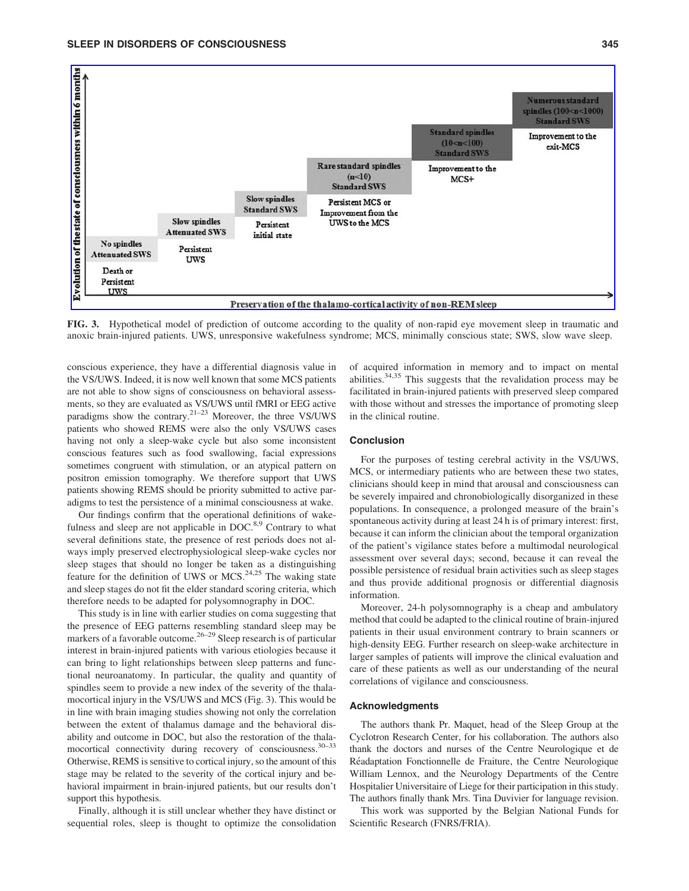FIG. 3. Hypothetical model of prediction of outcome according to the quality of non-rapid eye movement sleep in traumatic and anoxic brain-injured patients. UWS, unresponsive wakefulness syndrome; MCS, minimally conscious state; SWS, slow wave sleep.

conscious experience, they have a differential diagnosis value in the VS/UWS. Indeed, it is now well known that some MCS patients are not able to show signs of consciousness on behavioral assessments, so they are evaluated as VS/UWS until fMRI or EEG active paradigms show the contrary.[21–23] Moreover, the three VS/UWS patients who showed REMS were also the only VS/UWS cases having not only a sleep-wake cycle but also some inconsistent conscious features such as food swallowing, facial expressions sometimes congruent with stimulation, or an atypical pattern on positron emission tomography. We therefore support that UWS patients showing REMS should be priority submitted to active paradigms to test the persistence of a minimal consciousness at wake.

Our findings confirm that the operational definitions of wakefulness and sleep are not applicable in DOC.[8,9] Contrary to what several definitions state, the presence of rest periods does not always imply preserved electrophysiological sleep-wake cycles nor sleep stages that should no longer be taken as a distinguishing feature for the definition of UWS or MCS.[24,25] The waking state and sleep stages do not fit the elder standard scoring criteria, which therefore needs to be adapted for polysomnography in DOC.

This study is in line with earlier studies on coma suggesting that the presence of EEG patterns resembling standard sleep may be markers of a favorable outcome.[26–29] Sleep research is of particular interest in brain-injured patients with various etiologies because it can bring to light relationships between sleep patterns and functional neuroanatomy. In particular, the quality and quantity of spindles seem to provide a new index of the severity of the thalamocortical injury in the VS/UWS and MCS (Fig. 3). This would be in line with brain imaging studies showing not only the correlation between the extent of thalamus damage and the behavioral disability and outcome in DOC, but also the restoration of the thalamocortical connectivity during recovery of consciousness.[30–33] Otherwise, REMS is sensitive to cortical injury, so the amount of this stage may be related to the severity of the cortical injury and behavioral impairment in brain-injured patients, but our results don't support this hypothesis.

Finally, although it is still unclear whether they have distinct or sequential roles, sleep is thought to optimize the consolidation of acquired information in memory and to impact on mental abilities.[34,35] This suggests that the revalidation process may be facilitated in brain-injured patients with preserved sleep compared with those without and stresses the importance of promoting sleep in the clinical routine.

## Conclusion

For the purposes of testing cerebral activity in the VS/UWS, MCS, or intermediary patients who are between these two states, clinicians should keep in mind that arousal and consciousness can be severely impaired and chronobiologically disorganized in these populations. In consequence, a prolonged measure of the brain's spontaneous activity during at least 24 h is of primary interest: first, because it can inform the clinician about the temporal organization of the patient's vigilance states before a multimodal neurological assessment over several days; second, because it can reveal the possible persistence of residual brain activities such as sleep stages and thus provide additional prognosis or differential diagnosis information.

Moreover, 24-h polysomnography is a cheap and ambulatory method that could be adapted to the clinical routine of brain-injured patients in their usual environment contrary to brain scanners or high-density EEG. Further research on sleep-wake architecture in larger samples of patients will improve the clinical evaluation and care of these patients as well as our understanding of the neural correlations of vigilance and consciousness.

## Acknowledgments

The authors thank Pr. Maquet, head of the Sleep Group at the Cyclotron Research Center, for his collaboration. The authors also thank the doctors and nurses of the Centre Neurologique et de Réadaptation Fonctionnelle de Fraiture, the Centre Neurologique William Lennox, and the Neurology Departments of the Centre Hospitalier Universitaire of Liege for their participation in this study. The authors finally thank Mrs. Tina Duvivier for language revision.

This work was supported by the Belgian National Funds for Scientific Research (FNRS/FRIA).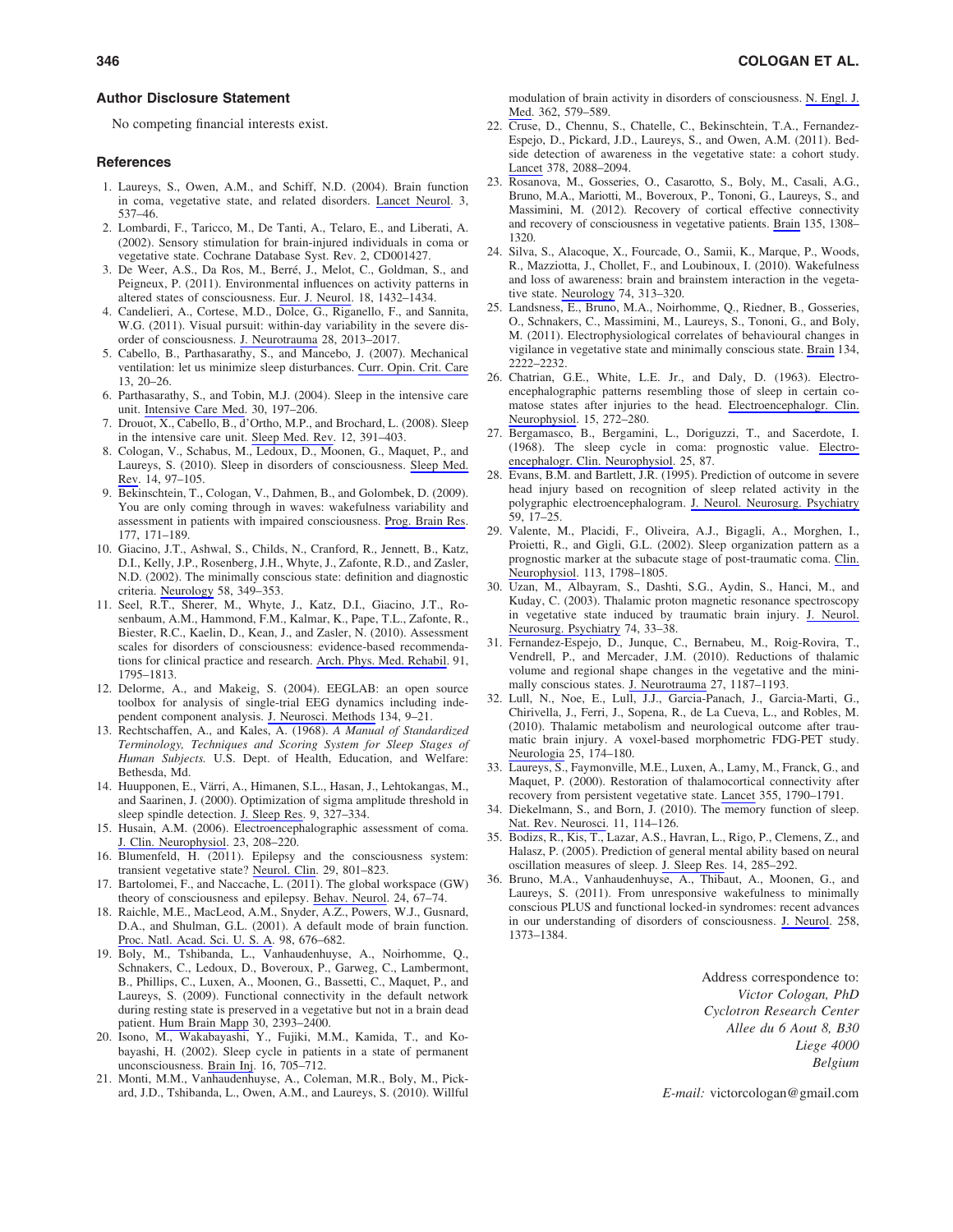## Author Disclosure Statement

No competing financial interests exist.

## References

1. Laureys, S., Owen, A.M., and Schiff, N.D. (2004). Brain function in coma, vegetative state, and related disorders. Lancet Neurol. 3, 537–46.
2. Lombardi, F., Taricco, M., De Tanti, A., Telaro, E., and Liberati, A. (2002). Sensory stimulation for brain-injured individuals in coma or vegetative state. Cochrane Database Syst. Rev. 2, CD001427.
3. De Weer, A.S., Da Ros, M., Berré, J., Melot, C., Goldman, S., and Peigneux, P. (2011). Environmental influences on activity patterns in altered states of consciousness. Eur. J. Neurol. 18, 1432–1434.
4. Candelieri, A., Cortese, M.D., Dolce, G., Riganello, F., and Sannita, W.G. (2011). Visual pursuit: within-day variability in the severe disorder of consciousness. J. Neurotrauma 28, 2013–2017.
5. Cabello, B., Parthasarathy, S., and Mancebo, J. (2007). Mechanical ventilation: let us minimize sleep disturbances. Curr. Opin. Crit. Care 13, 20–26.
6. Parthasarathy, S., and Tobin, M.J. (2004). Sleep in the intensive care unit. Intensive Care Med. 30, 197–206.
7. Drouot, X., Cabello, B., d'Ortho, M.P., and Brochard, L. (2008). Sleep in the intensive care unit. Sleep Med. Rev. 12, 391–403.
8. Cologan, V., Schabus, M., Ledoux, D., Moonen, G., Maquet, P., and Laureys, S. (2010). Sleep in disorders of consciousness. Sleep Med. Rev. 14, 97–105.
9. Bekinschtein, T., Cologan, V., Dahmen, B., and Golombek, D. (2009). You are only coming through in waves: wakefulness variability and assessment in patients with impaired consciousness. Prog. Brain Res. 177, 171–189.
10. Giacino, J.T., Ashwal, S., Childs, N., Cranford, R., Jennett, B., Katz, D.I., Kelly, J.P., Rosenberg, J.H., Whyte, J., Zafonte, R.D., and Zasler, N.D. (2002). The minimally conscious state: definition and diagnostic criteria. Neurology 58, 349–353.
11. Seel, R.T., Sherer, M., Whyte, J., Katz, D.I., Giacino, J.T., Rosenbaum, A.M., Hammond, F.M., Kalmar, K., Pape, T.L., Zafonte, R., Biester, R.C., Kaelin, D., Kean, J., and Zasler, N. (2010). Assessment scales for disorders of consciousness: evidence-based recommendations for clinical practice and research. Arch. Phys. Med. Rehabil. 91, 1795–1813.
12. Delorme, A., and Makeig, S. (2004). EEGLAB: an open source toolbox for analysis of single-trial EEG dynamics including independent component analysis. J. Neurosci. Methods 134, 9–21.
13. Rechtschaffen, A., and Kales, A. (1968). *A Manual of Standardized Terminology, Techniques and Scoring System for Sleep Stages of Human Subjects.* U.S. Dept. of Health, Education, and Welfare: Bethesda, Md.
14. Huupponen, E., Värri, A., Himanen, S.L., Hasan, J., Lehtokangas, M., and Saarinen, J. (2000). Optimization of sigma amplitude threshold in sleep spindle detection. J. Sleep Res. 9, 327–334.
15. Husain, A.M. (2006). Electroencephalographic assessment of coma. J. Clin. Neurophysiol. 23, 208–220.
16. Blumenfeld, H. (2011). Epilepsy and the consciousness system: transient vegetative state? Neurol. Clin. 29, 801–823.
17. Bartolomei, F., and Naccache, L. (2011). The global workspace (GW) theory of consciousness and epilepsy. Behav. Neurol. 24, 67–74.
18. Raichle, M.E., MacLeod, A.M., Snyder, A.Z., Powers, W.J., Gusnard, D.A., and Shulman, G.L. (2001). A default mode of brain function. Proc. Natl. Acad. Sci. U. S. A. 98, 676–682.
19. Boly, M., Tshibanda, L., Vanhaudenhuyse, A., Noirhomme, Q., Schnakers, C., Ledoux, D., Boveroux, P., Garweg, C., Lambermont, B., Phillips, C., Luxen, A., Moonen, G., Bassetti, C., Maquet, P., and Laureys, S. (2009). Functional connectivity in the default network during resting state is preserved in a vegetative but not in a brain dead patient. Hum Brain Mapp 30, 2393–2400.
20. Isono, M., Wakabayashi, Y., Fujiki, M.M., Kamida, T., and Kobayashi, H. (2002). Sleep cycle in patients in a state of permanent unconsciousness. Brain Inj. 16, 705–712.
21. Monti, M.M., Vanhaudenhuyse, A., Coleman, M.R., Boly, M., Pickard, J.D., Tshibanda, L., Owen, A.M., and Laureys, S. (2010). Willful modulation of brain activity in disorders of consciousness. N. Engl. J. Med. 362, 579–589.
22. Cruse, D., Chennu, S., Chatelle, C., Bekinschtein, T.A., Fernandez-Espejo, D., Pickard, J.D., Laureys, S., and Owen, A.M. (2011). Bedside detection of awareness in the vegetative state: a cohort study. Lancet 378, 2088–2094.
23. Rosanova, M., Gosseries, O., Casarotto, S., Boly, M., Casali, A.G., Bruno, M.A., Mariotti, M., Boveroux, P., Tononi, G., Laureys, S., and Massimini, M. (2012). Recovery of cortical effective connectivity and recovery of consciousness in vegetative patients. Brain 135, 1308–1320.
24. Silva, S., Alacoque, X., Fourcade, O., Samii, K., Marque, P., Woods, R., Mazziotta, J., Chollet, F., and Loubinoux, I. (2010). Wakefulness and loss of awareness: brain and brainstem interaction in the vegetative state. Neurology 74, 313–320.
25. Landsness, E., Bruno, M.A., Noirhomme, Q., Riedner, B., Gosseries, O., Schnakers, C., Massimini, M., Laureys, S., Tononi, G., and Boly, M. (2011). Electrophysiological correlates of behavioural changes in vigilance in vegetative state and minimally conscious state. Brain 134, 2222–2232.
26. Chatrian, G.E., White, L.E. Jr., and Daly, D. (1963). Electroencephalographic patterns resembling those of sleep in certain comatose states after injuries to the head. Electroencephalogr. Clin. Neurophysiol. 15, 272–280.
27. Bergamasco, B., Bergamini, L., Doriguzzi, T., and Sacerdote, I. (1968). The sleep cycle in coma: prognostic value. Electroencephalogr. Clin. Neurophysiol. 25, 87.
28. Evans, B.M. and Bartlett, J.R. (1995). Prediction of outcome in severe head injury based on recognition of sleep related activity in the polygraphic electroencephalogram. J. Neurol. Neurosurg. Psychiatry 59, 17–25.
29. Valente, M., Placidi, F., Oliveira, A.J., Bigagli, A., Morghen, I., Proietti, R., and Gigli, G.L. (2002). Sleep organization pattern as a prognostic marker at the subacute stage of post-traumatic coma. Clin. Neurophysiol. 113, 1798–1805.
30. Uzan, M., Albayram, S., Dashti, S.G., Aydin, S., Hanci, M., and Kuday, C. (2003). Thalamic proton magnetic resonance spectroscopy in vegetative state induced by traumatic brain injury. J. Neurol. Neurosurg. Psychiatry 74, 33–38.
31. Fernandez-Espejo, D., Junque, C., Bernabeu, M., Roig-Rovira, T., Vendrell, P., and Mercader, J.M. (2010). Reductions of thalamic volume and regional shape changes in the vegetative and the minimally conscious states. J. Neurotrauma 27, 1187–1193.
32. Lull, N., Noe, E., Lull, J.J., Garcia-Panach, J., Garcia-Marti, G., Chirivella, J., Ferri, J., Sopena, R., de La Cueva, L., and Robles, M. (2010). Thalamic metabolism and neurological outcome after traumatic brain injury. A voxel-based morphometric FDG-PET study. Neurologia 25, 174–180.
33. Laureys, S., Faymonville, M.E., Luxen, A., Lamy, M., Franck, G., and Maquet, P. (2000). Restoration of thalamocortical connectivity after recovery from persistent vegetative state. Lancet 355, 1790–1791.
34. Diekelmann, S., and Born, J. (2010). The memory function of sleep. Nat. Rev. Neurosci. 11, 114–126.
35. Bodizs, R., Kis, T., Lazar, A.S., Havran, L., Rigo, P., Clemens, Z., and Halasz, P. (2005). Prediction of general mental ability based on neural oscillation measures of sleep. J. Sleep Res. 14, 285–292.
36. Bruno, M.A., Vanhaudenhuyse, A., Thibaut, A., Moonen, G., and Laureys, S. (2011). From unresponsive wakefulness to minimally conscious PLUS and functional locked-in syndromes: recent advances in our understanding of disorders of consciousness. J. Neurol. 258, 1373–1384.

Address correspondence to:
*Victor Cologan, PhD*
*Cyclotron Research Center*
*Allee du 6 Aout 8, B30*
*Liege 4000*
*Belgium*

*E-mail:* victorcologan@gmail.com